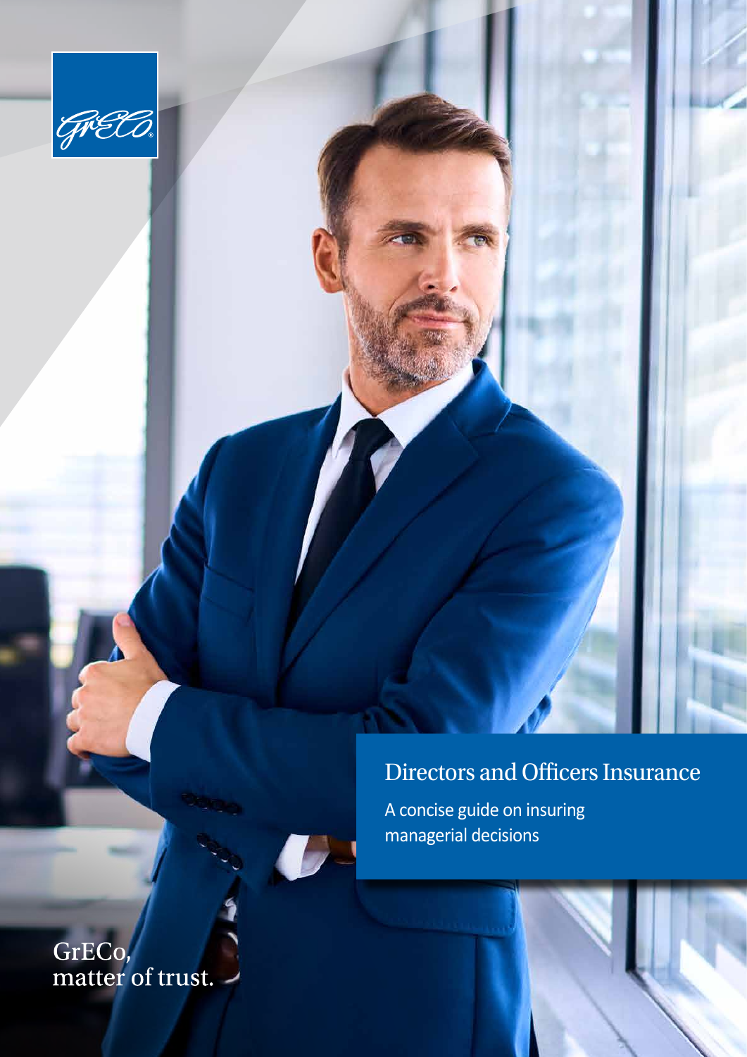GrECo

# Directors and Officers Insurance

A concise guide on insuring managerial decisions

GrECo, matter of trust.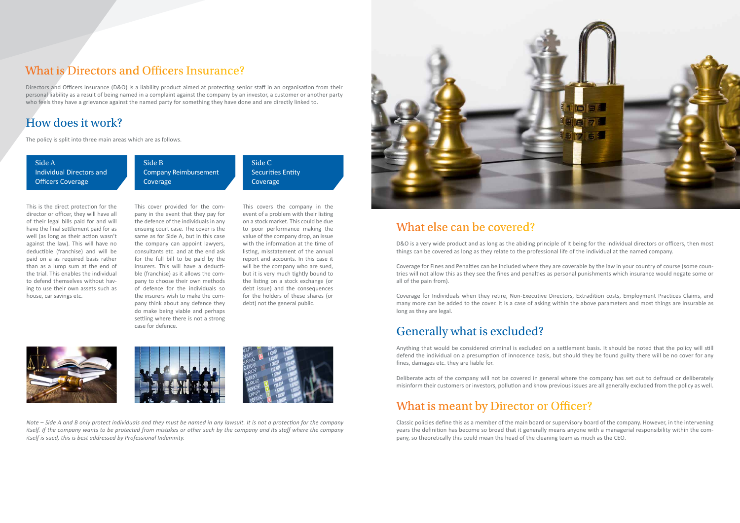## What is Directors and Officers Insurance?

Directors and Officers Insurance (D&O) is a liability product aimed at protecting senior staff in an organisation from their personal liability as a result of being named in a complaint against the company by an investor, a customer or another party who feels they have a grievance against the named party for something they have done and are directly linked to.

## How does it work?

The policy is split into three main areas which are as follows.

### Side A
### Individual Directors and Officers Coverage

This is the direct protection for the director or officer, they will have all of their legal bills paid for and will have the final settlement paid for as well (as long as their action wasn't against the law). This will have no deductible (franchise) and will be paid on a as required basis rather than as a lump sum at the end of the trial. This enables the individual to defend themselves without having to use their own assets such as house, car savings etc.

### Side B
### Company Reimbursement Coverage

This cover provided for the company in the event that they pay for the defence of the individuals in any ensuing court case. The cover is the same as for Side A, but in this case the company can appoint lawyers, consultants etc. and at the end ask for the full bill to be paid by the insurers. This will have a deductible (franchise) as it allows the company to choose their own methods of defence for the individuals so the insurers wish to make the company think about any defence they do make being viable and perhaps settling where there is not a strong case for defence.

### Side C
### Securities Entity Coverage

This covers the company in the event of a problem with their listing on a stock market. This could be due to poor performance making the value of the company drop, an issue with the information at the time of listing, misstatement of the annual report and accounts. In this case it will be the company who are sued, but it is very much tightly bound to the listing on a stock exchange (or debt issue) and the consequences for the holders of these shares (or debt) not the general public.

*Note – Side A and B only protect individuals and they must be named in any lawsuit. It is not a protection for the company itself. If the company wants to be protected from mistakes or other such by the company and its staff where the company itself is sued, this is best addressed by Professional Indemnity.*

## What else can be covered?

D&O is a very wide product and as long as the abiding principle of It being for the individual directors or officers, then most things can be covered as long as they relate to the professional life of the individual at the named company.

Coverage for Fines and Penalties can be included where they are coverable by the law in your country of course (some countries will not allow this as they see the fines and penalties as personal punishments which insurance would negate some or all of the pain from).

Coverage for Individuals when they retire, Non-Executive Directors, Extradition costs, Employment Practices Claims, and many more can be added to the cover. It is a case of asking within the above parameters and most things are insurable as long as they are legal.

## Generally what is excluded?

Anything that would be considered criminal is excluded on a settlement basis. It should be noted that the policy will still defend the individual on a presumption of innocence basis, but should they be found guilty there will be no cover for any fines, damages etc. they are liable for.

Deliberate acts of the company will not be covered in general where the company has set out to defraud or deliberately misinform their customers or investors, pollution and know previous issues are all generally excluded from the policy as well.

## What is meant by Director or Officer?

Classic policies define this as a member of the main board or supervisory board of the company. However, in the intervening years the definition has become so broad that it generally means anyone with a managerial responsibility within the company, so theoretically this could mean the head of the cleaning team as much as the CEO.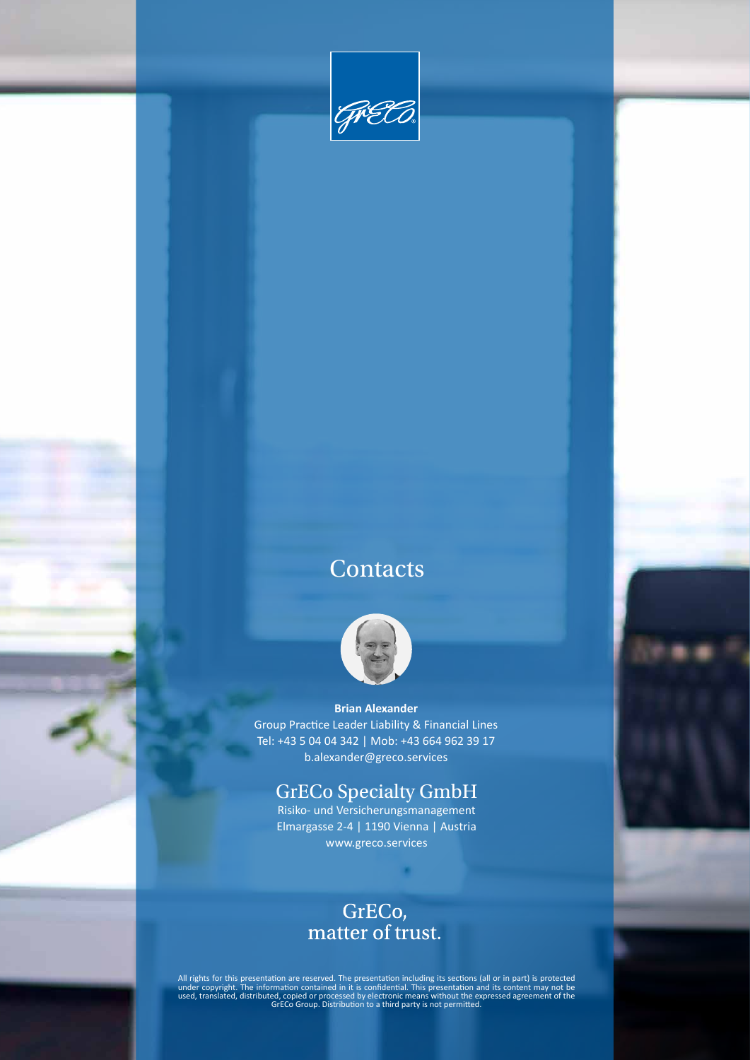# Contacts

**Brian Alexander**
Group Practice Leader Liability & Financial Lines
Tel: +43 5 04 04 342 | Mob: +43 664 962 39 17
b.alexander@greco.services

## GrECo Specialty GmbH

Risiko- und Versicherungsmanagement
Elmargasse 2-4 | 1190 Vienna | Austria
www.greco.services

GrECo,
matter of trust.

All rights for this presentation are reserved. The presentation including its sections (all or in part) is protected under copyright. The information contained in it is confidential. This presentation and its content may not be used, translated, distributed, copied or processed by electronic means without the expressed agreement of the GrECo Group. Distribution to a third party is not permitted.